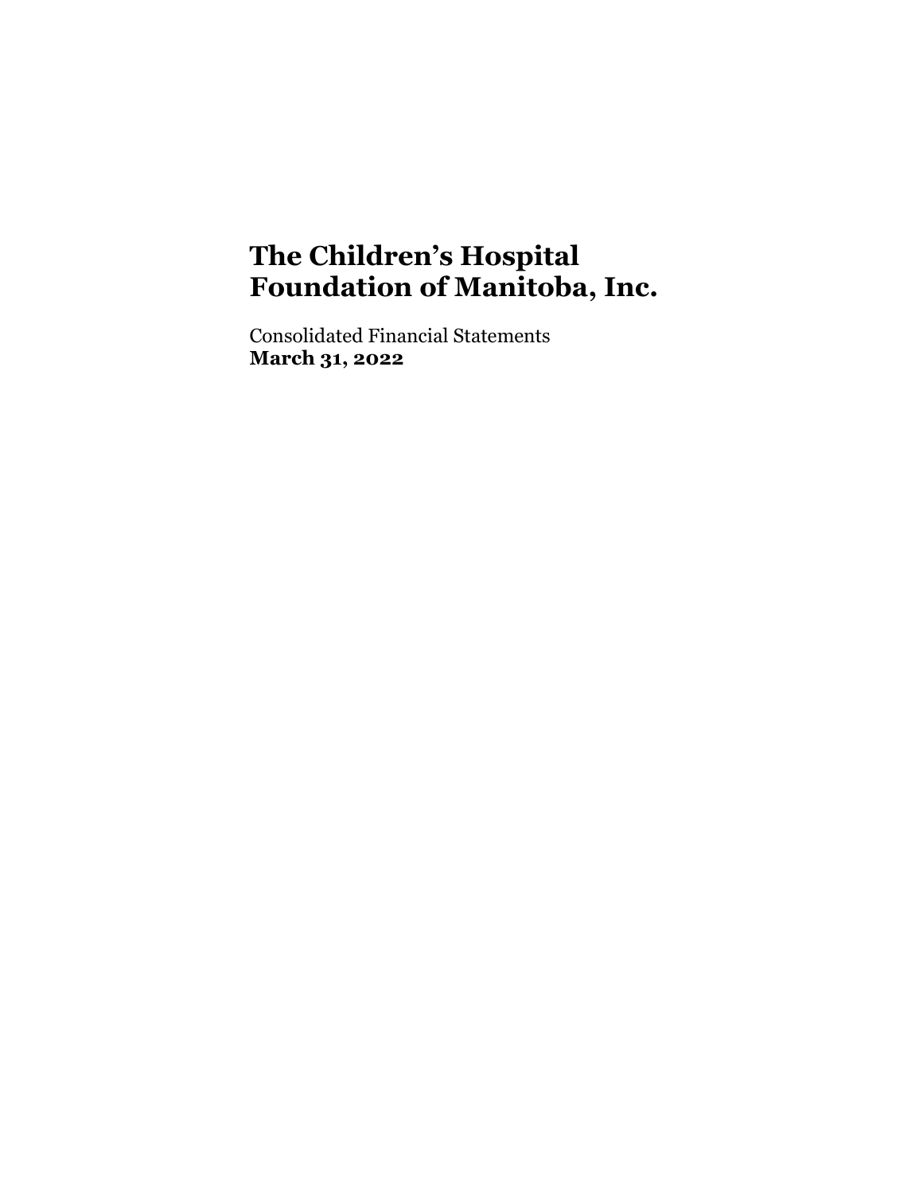# The Children's Hospital Foundation of Manitoba, Inc.

Consolidated Financial Statements

**March 31, 2022**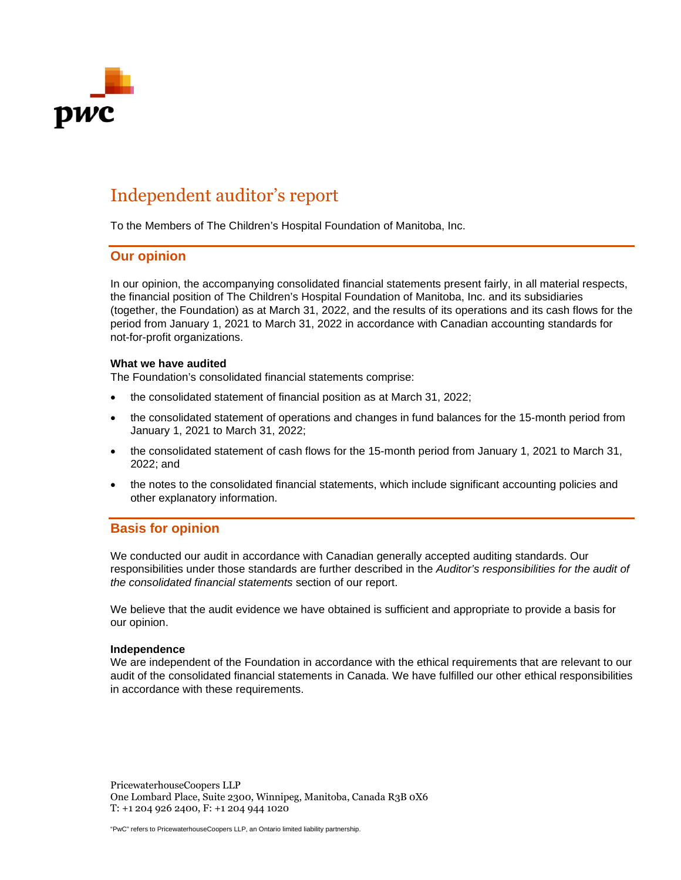# Independent auditor's report

To the Members of The Children's Hospital Foundation of Manitoba, Inc.

## Our opinion

In our opinion, the accompanying consolidated financial statements present fairly, in all material respects, the financial position of The Children's Hospital Foundation of Manitoba, Inc. and its subsidiaries (together, the Foundation) as at March 31, 2022, and the results of its operations and its cash flows for the period from January 1, 2021 to March 31, 2022 in accordance with Canadian accounting standards for not-for-profit organizations.

**What we have audited**
The Foundation's consolidated financial statements comprise:

- the consolidated statement of financial position as at March 31, 2022;
- the consolidated statement of operations and changes in fund balances for the 15-month period from January 1, 2021 to March 31, 2022;
- the consolidated statement of cash flows for the 15-month period from January 1, 2021 to March 31, 2022; and
- the notes to the consolidated financial statements, which include significant accounting policies and other explanatory information.

## Basis for opinion

We conducted our audit in accordance with Canadian generally accepted auditing standards. Our responsibilities under those standards are further described in the *Auditor's responsibilities for the audit of the consolidated financial statements* section of our report.

We believe that the audit evidence we have obtained is sufficient and appropriate to provide a basis for our opinion.

**Independence**
We are independent of the Foundation in accordance with the ethical requirements that are relevant to our audit of the consolidated financial statements in Canada. We have fulfilled our other ethical responsibilities in accordance with these requirements.

PricewaterhouseCoopers LLP
One Lombard Place, Suite 2300, Winnipeg, Manitoba, Canada R3B 0X6
T: +1 204 926 2400, F: +1 204 944 1020

"PwC" refers to PricewaterhouseCoopers LLP, an Ontario limited liability partnership.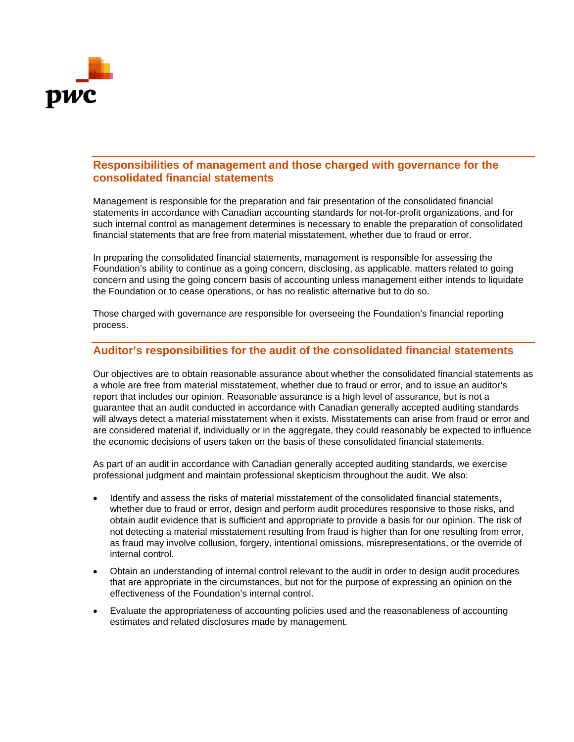## Responsibilities of management and those charged with governance for the consolidated financial statements

Management is responsible for the preparation and fair presentation of the consolidated financial statements in accordance with Canadian accounting standards for not-for-profit organizations, and for such internal control as management determines is necessary to enable the preparation of consolidated financial statements that are free from material misstatement, whether due to fraud or error.

In preparing the consolidated financial statements, management is responsible for assessing the Foundation's ability to continue as a going concern, disclosing, as applicable, matters related to going concern and using the going concern basis of accounting unless management either intends to liquidate the Foundation or to cease operations, or has no realistic alternative but to do so.

Those charged with governance are responsible for overseeing the Foundation's financial reporting process.

## Auditor's responsibilities for the audit of the consolidated financial statements

Our objectives are to obtain reasonable assurance about whether the consolidated financial statements as a whole are free from material misstatement, whether due to fraud or error, and to issue an auditor's report that includes our opinion. Reasonable assurance is a high level of assurance, but is not a guarantee that an audit conducted in accordance with Canadian generally accepted auditing standards will always detect a material misstatement when it exists. Misstatements can arise from fraud or error and are considered material if, individually or in the aggregate, they could reasonably be expected to influence the economic decisions of users taken on the basis of these consolidated financial statements.

As part of an audit in accordance with Canadian generally accepted auditing standards, we exercise professional judgment and maintain professional skepticism throughout the audit. We also:

- Identify and assess the risks of material misstatement of the consolidated financial statements, whether due to fraud or error, design and perform audit procedures responsive to those risks, and obtain audit evidence that is sufficient and appropriate to provide a basis for our opinion. The risk of not detecting a material misstatement resulting from fraud is higher than for one resulting from error, as fraud may involve collusion, forgery, intentional omissions, misrepresentations, or the override of internal control.
- Obtain an understanding of internal control relevant to the audit in order to design audit procedures that are appropriate in the circumstances, but not for the purpose of expressing an opinion on the effectiveness of the Foundation's internal control.
- Evaluate the appropriateness of accounting policies used and the reasonableness of accounting estimates and related disclosures made by management.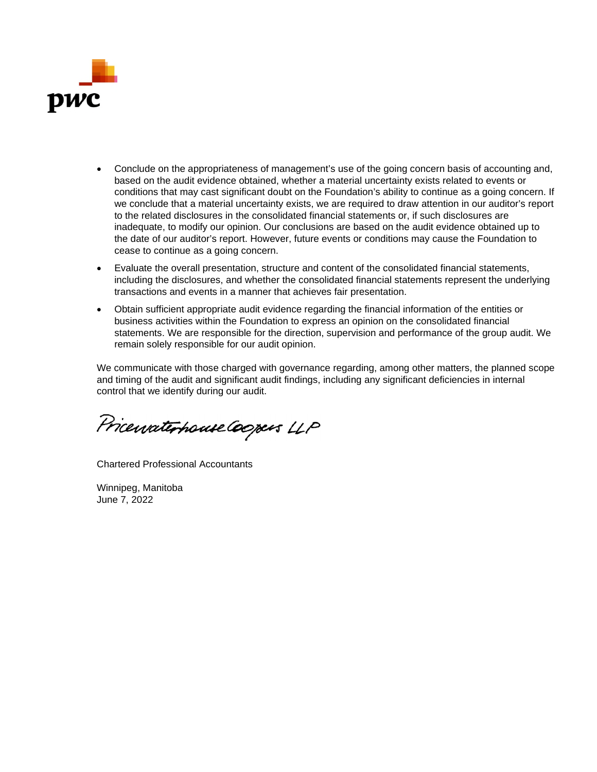- Conclude on the appropriateness of management's use of the going concern basis of accounting and, based on the audit evidence obtained, whether a material uncertainty exists related to events or conditions that may cast significant doubt on the Foundation's ability to continue as a going concern. If we conclude that a material uncertainty exists, we are required to draw attention in our auditor's report to the related disclosures in the consolidated financial statements or, if such disclosures are inadequate, to modify our opinion. Our conclusions are based on the audit evidence obtained up to the date of our auditor's report. However, future events or conditions may cause the Foundation to cease to continue as a going concern.
- Evaluate the overall presentation, structure and content of the consolidated financial statements, including the disclosures, and whether the consolidated financial statements represent the underlying transactions and events in a manner that achieves fair presentation.
- Obtain sufficient appropriate audit evidence regarding the financial information of the entities or business activities within the Foundation to express an opinion on the consolidated financial statements. We are responsible for the direction, supervision and performance of the group audit. We remain solely responsible for our audit opinion.

We communicate with those charged with governance regarding, among other matters, the planned scope and timing of the audit and significant audit findings, including any significant deficiencies in internal control that we identify during our audit.

PricewaterhouseCoopers LLP

Chartered Professional Accountants

Winnipeg, Manitoba
June 7, 2022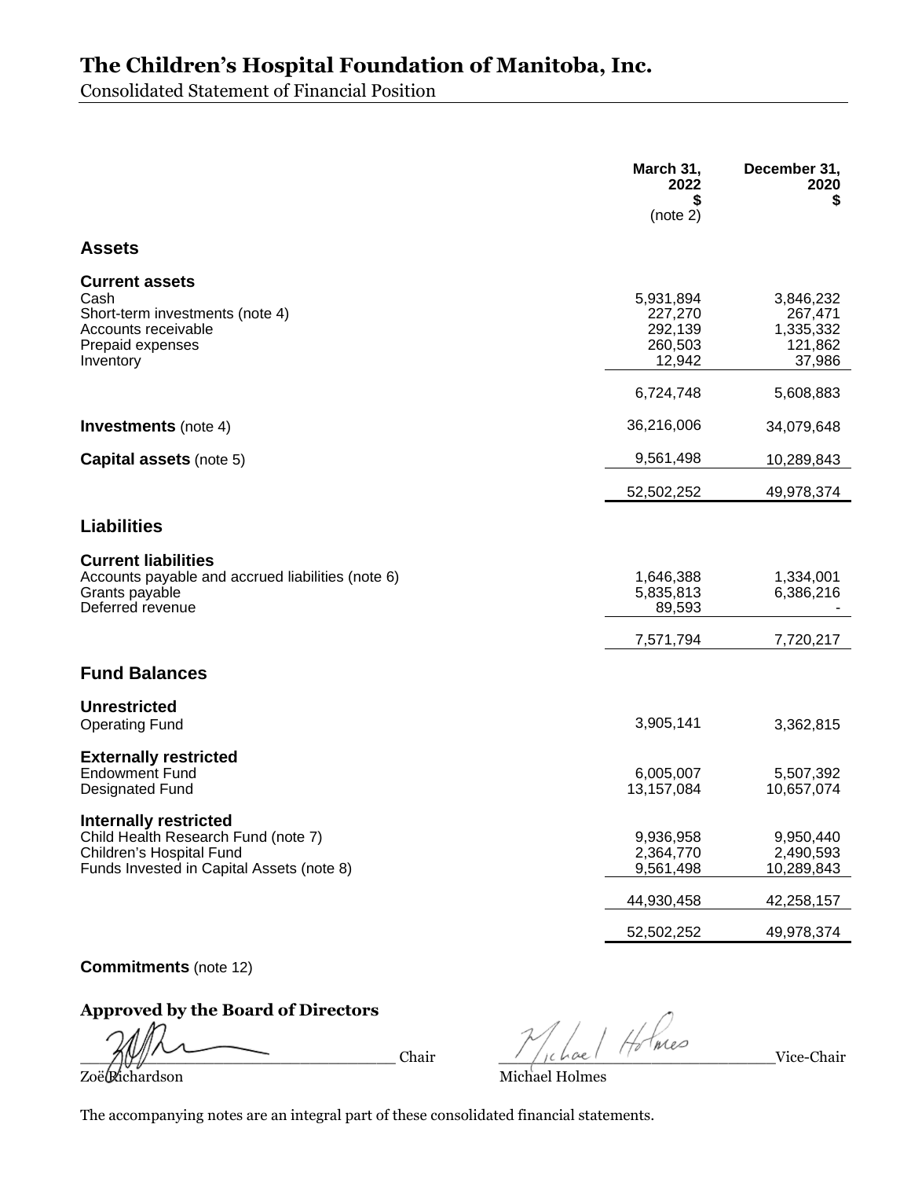# The Children's Hospital Foundation of Manitoba, Inc.

Consolidated Statement of Financial Position

| | March 31, 2022 $ (note 2) | December 31, 2020 $ |
|---|---|---|
| **Assets** | | |
| **Current assets** | | |
| Cash | 5,931,894 | 3,846,232 |
| Short-term investments (note 4) | 227,270 | 267,471 |
| Accounts receivable | 292,139 | 1,335,332 |
| Prepaid expenses | 260,503 | 121,862 |
| Inventory | 12,942 | 37,986 |
| | 6,724,748 | 5,608,883 |
| **Investments** (note 4) | 36,216,006 | 34,079,648 |
| **Capital assets** (note 5) | 9,561,498 | 10,289,843 |
| | 52,502,252 | 49,978,374 |
| **Liabilities** | | |
| **Current liabilities** | | |
| Accounts payable and accrued liabilities (note 6) | 1,646,388 | 1,334,001 |
| Grants payable | 5,835,813 | 6,386,216 |
| Deferred revenue | 89,593 | - |
| | 7,571,794 | 7,720,217 |
| **Fund Balances** | | |
| **Unrestricted** | | |
| Operating Fund | 3,905,141 | 3,362,815 |
| **Externally restricted** | | |
| Endowment Fund | 6,005,007 | 5,507,392 |
| Designated Fund | 13,157,084 | 10,657,074 |
| **Internally restricted** | | |
| Child Health Research Fund (note 7) | 9,936,958 | 9,950,440 |
| Children's Hospital Fund | 2,364,770 | 2,490,593 |
| Funds Invested in Capital Assets (note 8) | 9,561,498 | 10,289,843 |
| | 44,930,458 | 42,258,157 |
| | 52,502,252 | 49,978,374 |

**Commitments** (note 12)

**Approved by the Board of Directors**

_______________________________ Chair

Zoë Richardson

_______________________________ Vice-Chair

Michael Holmes

The accompanying notes are an integral part of these consolidated financial statements.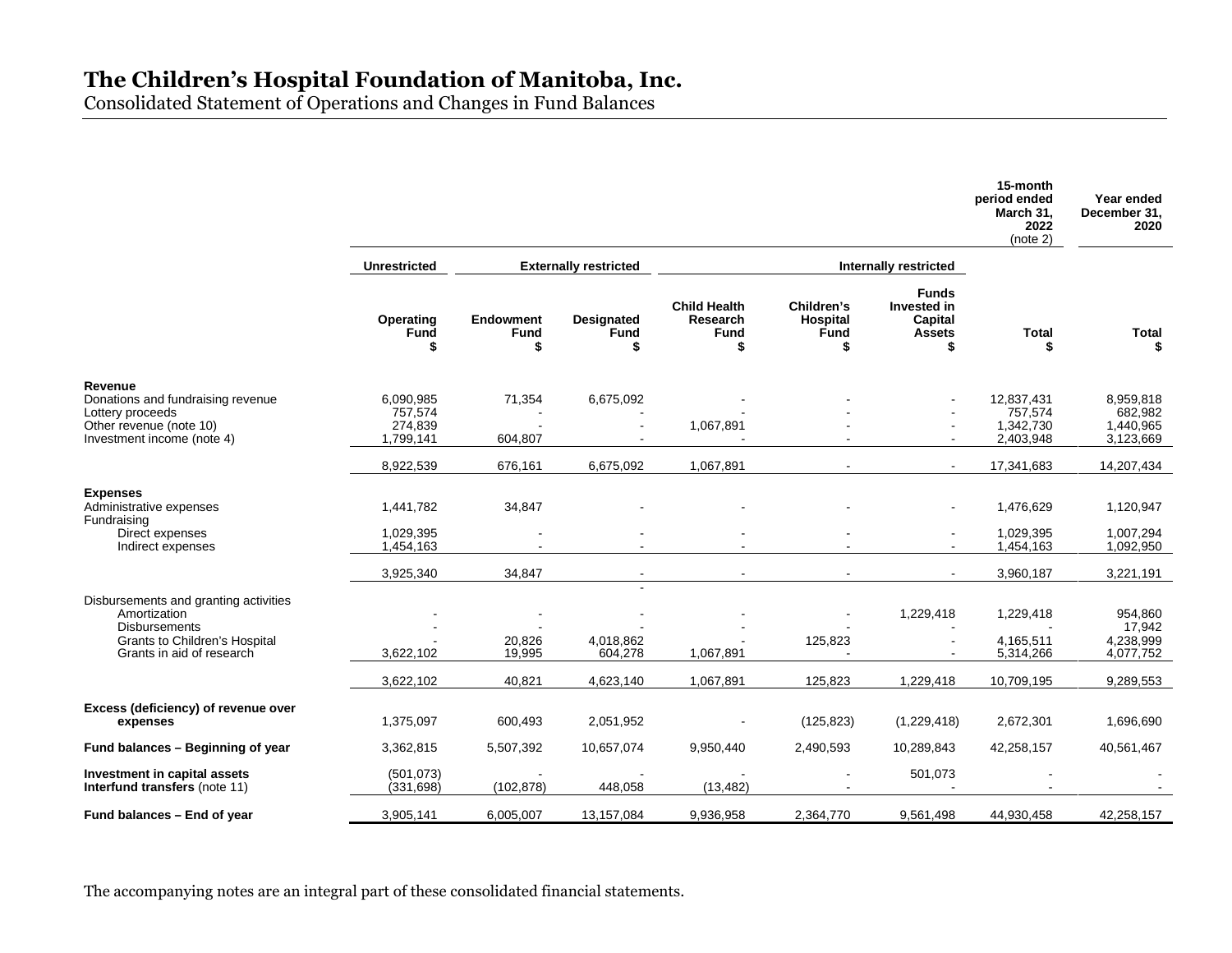# The Children's Hospital Foundation of Manitoba, Inc.

Consolidated Statement of Operations and Changes in Fund Balances

| | Unrestricted | Externally restricted | | Internally restricted | | | 15-month period ended March 31, 2022 (note 2) | Year ended December 31, 2020 |
|---|---|---|---|---|---|---|---|---|
| | Operating Fund $ | Endowment Fund $ | Designated Fund $ | Child Health Research Fund $ | Children's Hospital Fund $ | Funds Invested in Capital Assets $ | Total $ | Total $ |
| **Revenue** | | | | | | | | |
| Donations and fundraising revenue | 6,090,985 | 71,354 | 6,675,092 | - | - | - | 12,837,431 | 8,959,818 |
| Lottery proceeds | 757,574 | - | - | - | - | - | 757,574 | 682,982 |
| Other revenue (note 10) | 274,839 | - | - | 1,067,891 | - | - | 1,342,730 | 1,440,965 |
| Investment income (note 4) | 1,799,141 | 604,807 | - | - | - | - | 2,403,948 | 3,123,669 |
| | 8,922,539 | 676,161 | 6,675,092 | 1,067,891 | - | - | 17,341,683 | 14,207,434 |
| **Expenses** | | | | | | | | |
| Administrative expenses | 1,441,782 | 34,847 | - | - | - | - | 1,476,629 | 1,120,947 |
| Fundraising | | | | | | | | |
| Direct expenses | 1,029,395 | - | - | - | - | - | 1,029,395 | 1,007,294 |
| Indirect expenses | 1,454,163 | - | - | - | - | - | 1,454,163 | 1,092,950 |
| | 3,925,340 | 34,847 | - | - | - | - | 3,960,187 | 3,221,191 |
| Disbursements and granting activities | | | - | | | | | |
| Amortization | - | - | - | - | - | 1,229,418 | 1,229,418 | 954,860 |
| Disbursements | - | - | - | - | - | - | - | 17,942 |
| Grants to Children's Hospital | - | 20,826 | 4,018,862 | - | 125,823 | - | 4,165,511 | 4,238,999 |
| Grants in aid of research | 3,622,102 | 19,995 | 604,278 | 1,067,891 | - | - | 5,314,266 | 4,077,752 |
| | 3,622,102 | 40,821 | 4,623,140 | 1,067,891 | 125,823 | 1,229,418 | 10,709,195 | 9,289,553 |
| **Excess (deficiency) of revenue over expenses** | 1,375,097 | 600,493 | 2,051,952 | - | (125,823) | (1,229,418) | 2,672,301 | 1,696,690 |
| **Fund balances – Beginning of year** | 3,362,815 | 5,507,392 | 10,657,074 | 9,950,440 | 2,490,593 | 10,289,843 | 42,258,157 | 40,561,467 |
| **Investment in capital assets** | (501,073) | - | - | - | - | 501,073 | - | - |
| **Interfund transfers** (note 11) | (331,698) | (102,878) | 448,058 | (13,482) | - | - | - | - |
| **Fund balances – End of year** | 3,905,141 | 6,005,007 | 13,157,084 | 9,936,958 | 2,364,770 | 9,561,498 | 44,930,458 | 42,258,157 |

The accompanying notes are an integral part of these consolidated financial statements.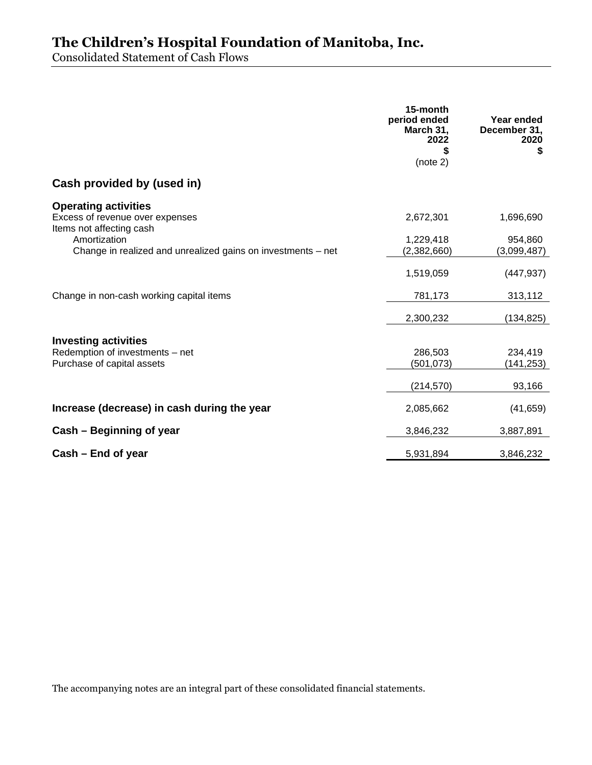# The Children's Hospital Foundation of Manitoba, Inc.

Consolidated Statement of Cash Flows

| | 15-month period ended March 31, 2022 $ (note 2) | Year ended December 31, 2020 $ |
|---|---|---|
| **Cash provided by (used in)** | | |
| **Operating activities** | | |
| Excess of revenue over expenses | 2,672,301 | 1,696,690 |
| Items not affecting cash | | |
| Amortization | 1,229,418 | 954,860 |
| Change in realized and unrealized gains on investments – net | (2,382,660) | (3,099,487) |
| | 1,519,059 | (447,937) |
| Change in non-cash working capital items | 781,173 | 313,112 |
| | 2,300,232 | (134,825) |
| **Investing activities** | | |
| Redemption of investments – net | 286,503 | 234,419 |
| Purchase of capital assets | (501,073) | (141,253) |
| | (214,570) | 93,166 |
| **Increase (decrease) in cash during the year** | 2,085,662 | (41,659) |
| **Cash – Beginning of year** | 3,846,232 | 3,887,891 |
| **Cash – End of year** | 5,931,894 | 3,846,232 |

The accompanying notes are an integral part of these consolidated financial statements.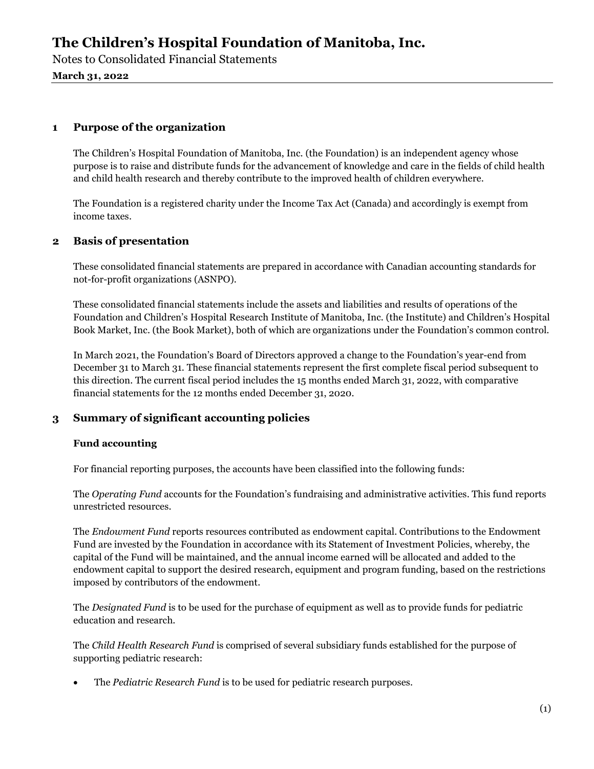# The Children's Hospital Foundation of Manitoba, Inc.

Notes to Consolidated Financial Statements

**March 31, 2022**

## 1 Purpose of the organization

The Children's Hospital Foundation of Manitoba, Inc. (the Foundation) is an independent agency whose purpose is to raise and distribute funds for the advancement of knowledge and care in the fields of child health and child health research and thereby contribute to the improved health of children everywhere.

The Foundation is a registered charity under the Income Tax Act (Canada) and accordingly is exempt from income taxes.

## 2 Basis of presentation

These consolidated financial statements are prepared in accordance with Canadian accounting standards for not-for-profit organizations (ASNPO).

These consolidated financial statements include the assets and liabilities and results of operations of the Foundation and Children's Hospital Research Institute of Manitoba, Inc. (the Institute) and Children's Hospital Book Market, Inc. (the Book Market), both of which are organizations under the Foundation's common control.

In March 2021, the Foundation's Board of Directors approved a change to the Foundation's year-end from December 31 to March 31. These financial statements represent the first complete fiscal period subsequent to this direction. The current fiscal period includes the 15 months ended March 31, 2022, with comparative financial statements for the 12 months ended December 31, 2020.

## 3 Summary of significant accounting policies

### Fund accounting

For financial reporting purposes, the accounts have been classified into the following funds:

The *Operating Fund* accounts for the Foundation's fundraising and administrative activities. This fund reports unrestricted resources.

The *Endowment Fund* reports resources contributed as endowment capital. Contributions to the Endowment Fund are invested by the Foundation in accordance with its Statement of Investment Policies, whereby, the capital of the Fund will be maintained, and the annual income earned will be allocated and added to the endowment capital to support the desired research, equipment and program funding, based on the restrictions imposed by contributors of the endowment.

The *Designated Fund* is to be used for the purchase of equipment as well as to provide funds for pediatric education and research.

The *Child Health Research Fund* is comprised of several subsidiary funds established for the purpose of supporting pediatric research:

- The *Pediatric Research Fund* is to be used for pediatric research purposes.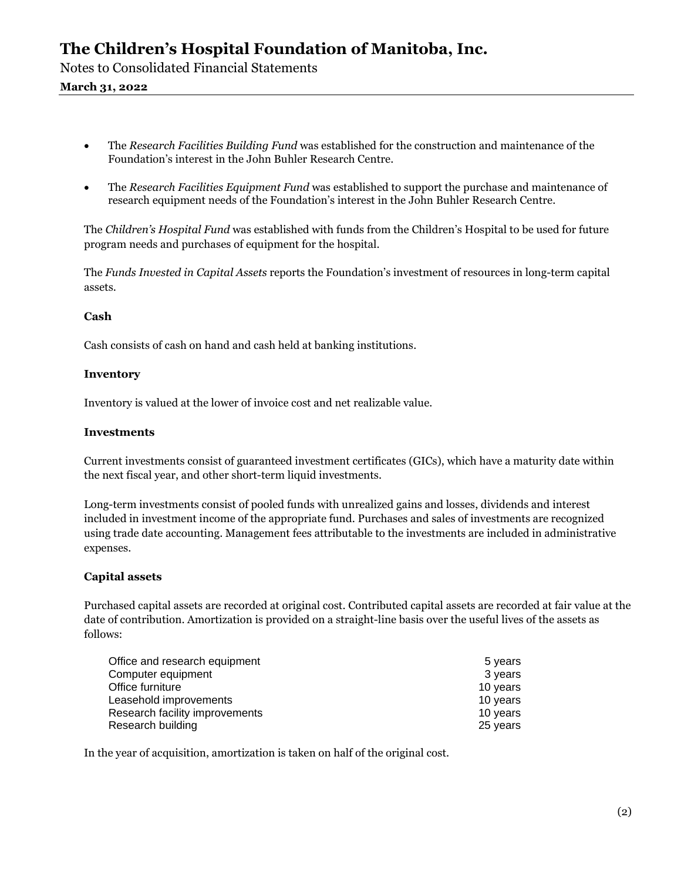- The *Research Facilities Building Fund* was established for the construction and maintenance of the Foundation's interest in the John Buhler Research Centre.

- The *Research Facilities Equipment Fund* was established to support the purchase and maintenance of research equipment needs of the Foundation's interest in the John Buhler Research Centre.

The *Children's Hospital Fund* was established with funds from the Children's Hospital to be used for future program needs and purchases of equipment for the hospital.

The *Funds Invested in Capital Assets* reports the Foundation's investment of resources in long-term capital assets.

**Cash**

Cash consists of cash on hand and cash held at banking institutions.

**Inventory**

Inventory is valued at the lower of invoice cost and net realizable value.

**Investments**

Current investments consist of guaranteed investment certificates (GICs), which have a maturity date within the next fiscal year, and other short-term liquid investments.

Long-term investments consist of pooled funds with unrealized gains and losses, dividends and interest included in investment income of the appropriate fund. Purchases and sales of investments are recognized using trade date accounting. Management fees attributable to the investments are included in administrative expenses.

**Capital assets**

Purchased capital assets are recorded at original cost. Contributed capital assets are recorded at fair value at the date of contribution. Amortization is provided on a straight-line basis over the useful lives of the assets as follows:

| | |
|---|---|
| Office and research equipment | 5 years |
| Computer equipment | 3 years |
| Office furniture | 10 years |
| Leasehold improvements | 10 years |
| Research facility improvements | 10 years |
| Research building | 25 years |

In the year of acquisition, amortization is taken on half of the original cost.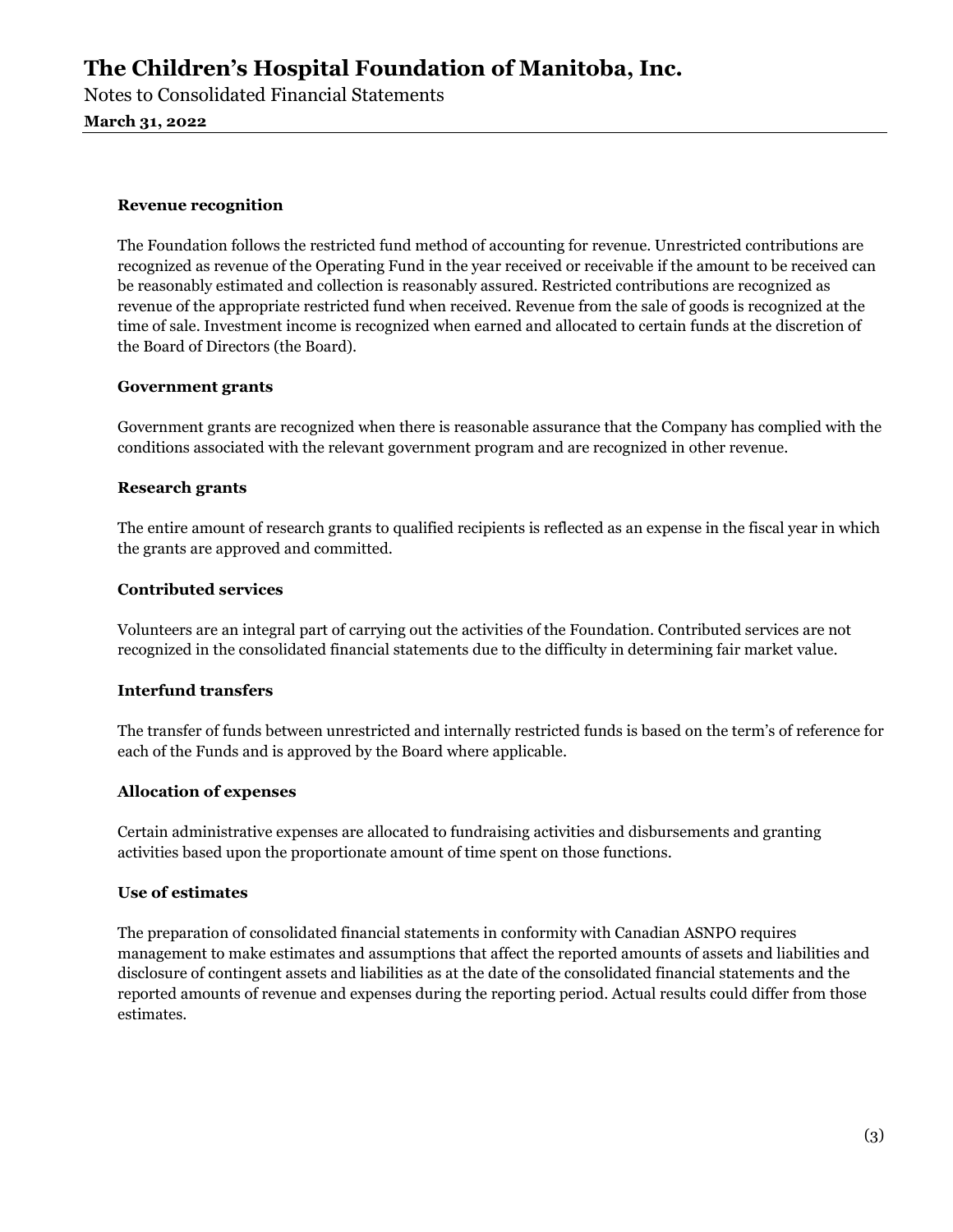### Revenue recognition

The Foundation follows the restricted fund method of accounting for revenue. Unrestricted contributions are recognized as revenue of the Operating Fund in the year received or receivable if the amount to be received can be reasonably estimated and collection is reasonably assured. Restricted contributions are recognized as revenue of the appropriate restricted fund when received. Revenue from the sale of goods is recognized at the time of sale. Investment income is recognized when earned and allocated to certain funds at the discretion of the Board of Directors (the Board).

### Government grants

Government grants are recognized when there is reasonable assurance that the Company has complied with the conditions associated with the relevant government program and are recognized in other revenue.

### Research grants

The entire amount of research grants to qualified recipients is reflected as an expense in the fiscal year in which the grants are approved and committed.

### Contributed services

Volunteers are an integral part of carrying out the activities of the Foundation. Contributed services are not recognized in the consolidated financial statements due to the difficulty in determining fair market value.

### Interfund transfers

The transfer of funds between unrestricted and internally restricted funds is based on the term's of reference for each of the Funds and is approved by the Board where applicable.

### Allocation of expenses

Certain administrative expenses are allocated to fundraising activities and disbursements and granting activities based upon the proportionate amount of time spent on those functions.

### Use of estimates

The preparation of consolidated financial statements in conformity with Canadian ASNPO requires management to make estimates and assumptions that affect the reported amounts of assets and liabilities and disclosure of contingent assets and liabilities as at the date of the consolidated financial statements and the reported amounts of revenue and expenses during the reporting period. Actual results could differ from those estimates.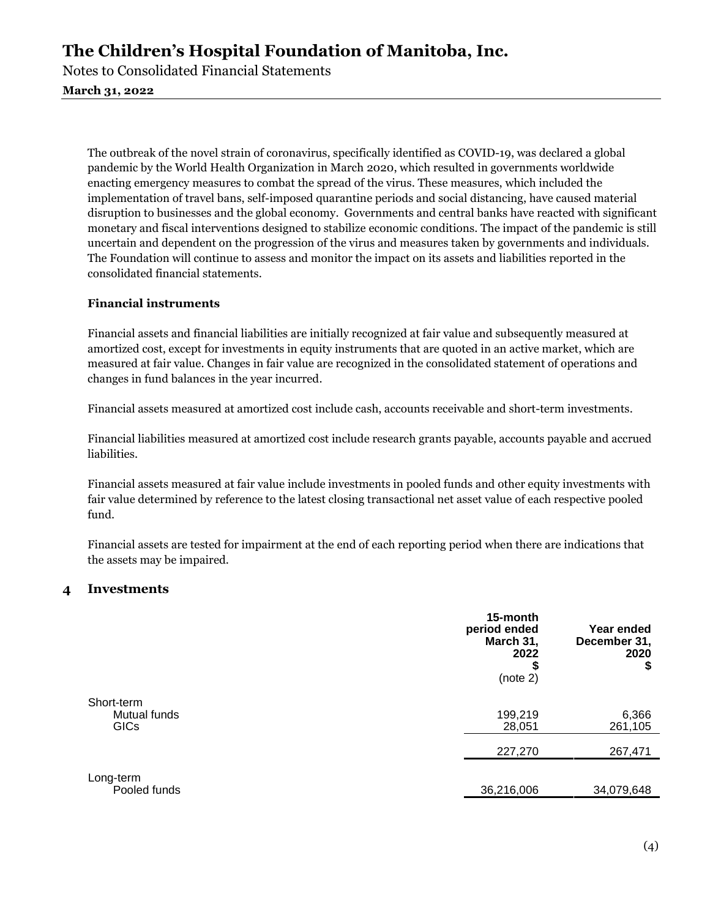The outbreak of the novel strain of coronavirus, specifically identified as COVID-19, was declared a global pandemic by the World Health Organization in March 2020, which resulted in governments worldwide enacting emergency measures to combat the spread of the virus. These measures, which included the implementation of travel bans, self-imposed quarantine periods and social distancing, have caused material disruption to businesses and the global economy. Governments and central banks have reacted with significant monetary and fiscal interventions designed to stabilize economic conditions. The impact of the pandemic is still uncertain and dependent on the progression of the virus and measures taken by governments and individuals. The Foundation will continue to assess and monitor the impact on its assets and liabilities reported in the consolidated financial statements.

**Financial instruments**

Financial assets and financial liabilities are initially recognized at fair value and subsequently measured at amortized cost, except for investments in equity instruments that are quoted in an active market, which are measured at fair value. Changes in fair value are recognized in the consolidated statement of operations and changes in fund balances in the year incurred.

Financial assets measured at amortized cost include cash, accounts receivable and short-term investments.

Financial liabilities measured at amortized cost include research grants payable, accounts payable and accrued liabilities.

Financial assets measured at fair value include investments in pooled funds and other equity investments with fair value determined by reference to the latest closing transactional net asset value of each respective pooled fund.

Financial assets are tested for impairment at the end of each reporting period when there are indications that the assets may be impaired.

## 4 Investments

| | 15-month period ended March 31, 2022 $ (note 2) | Year ended December 31, 2020 $ |
|---|---|---|
| Short-term | | |
| Mutual funds | 199,219 | 6,366 |
| GICs | 28,051 | 261,105 |
| | 227,270 | 267,471 |
| Long-term | | |
| Pooled funds | 36,216,006 | 34,079,648 |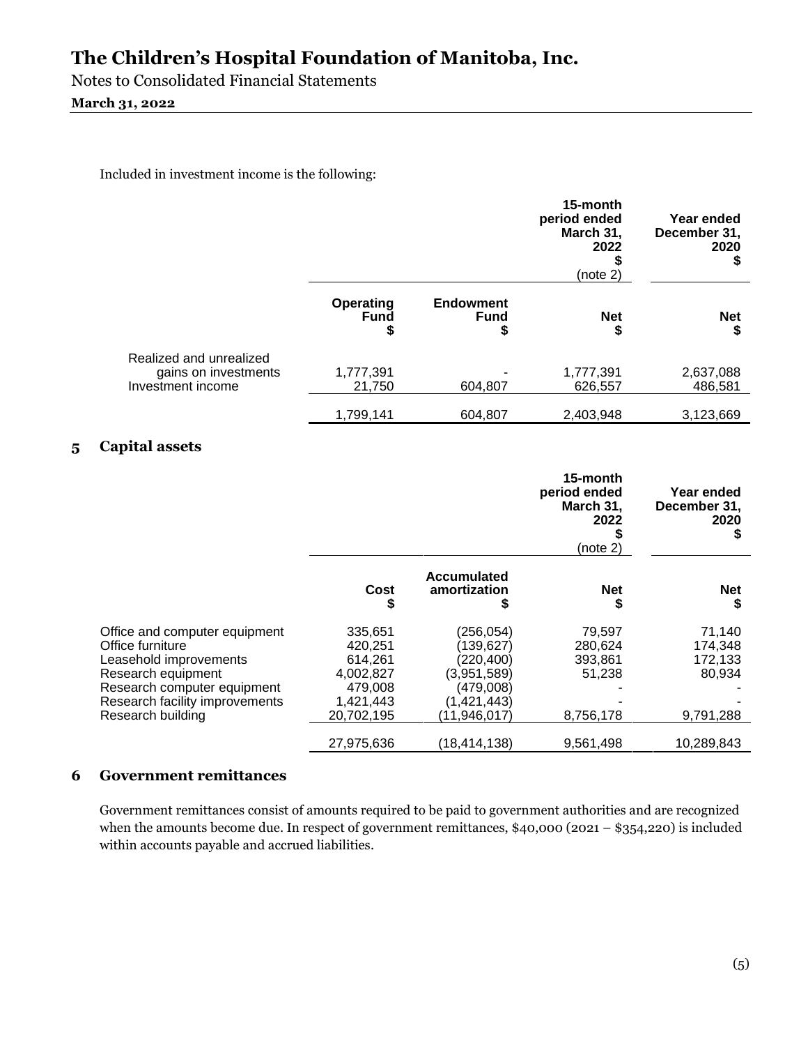Included in investment income is the following:

| | | | 15-month period ended March 31, 2022 $ (note 2) | Year ended December 31, 2020 $ |
|---|---|---|---|---|
| | **Operating Fund $** | **Endowment Fund $** | **Net $** | **Net $** |
| Realized and unrealized gains on investments | 1,777,391 | - | 1,777,391 | 2,637,088 |
| Investment income | 21,750 | 604,807 | 626,557 | 486,581 |
| | 1,799,141 | 604,807 | 2,403,948 | 3,123,669 |

## 5 Capital assets

| | | | 15-month period ended March 31, 2022 $ (note 2) | Year ended December 31, 2020 $ |
|---|---|---|---|---|
| | **Cost $** | **Accumulated amortization $** | **Net $** | **Net $** |
| Office and computer equipment | 335,651 | (256,054) | 79,597 | 71,140 |
| Office furniture | 420,251 | (139,627) | 280,624 | 174,348 |
| Leasehold improvements | 614,261 | (220,400) | 393,861 | 172,133 |
| Research equipment | 4,002,827 | (3,951,589) | 51,238 | 80,934 |
| Research computer equipment | 479,008 | (479,008) | - | - |
| Research facility improvements | 1,421,443 | (1,421,443) | - | - |
| Research building | 20,702,195 | (11,946,017) | 8,756,178 | 9,791,288 |
| | 27,975,636 | (18,414,138) | 9,561,498 | 10,289,843 |

## 6 Government remittances

Government remittances consist of amounts required to be paid to government authorities and are recognized when the amounts become due. In respect of government remittances, $40,000 (2021 – $354,220) is included within accounts payable and accrued liabilities.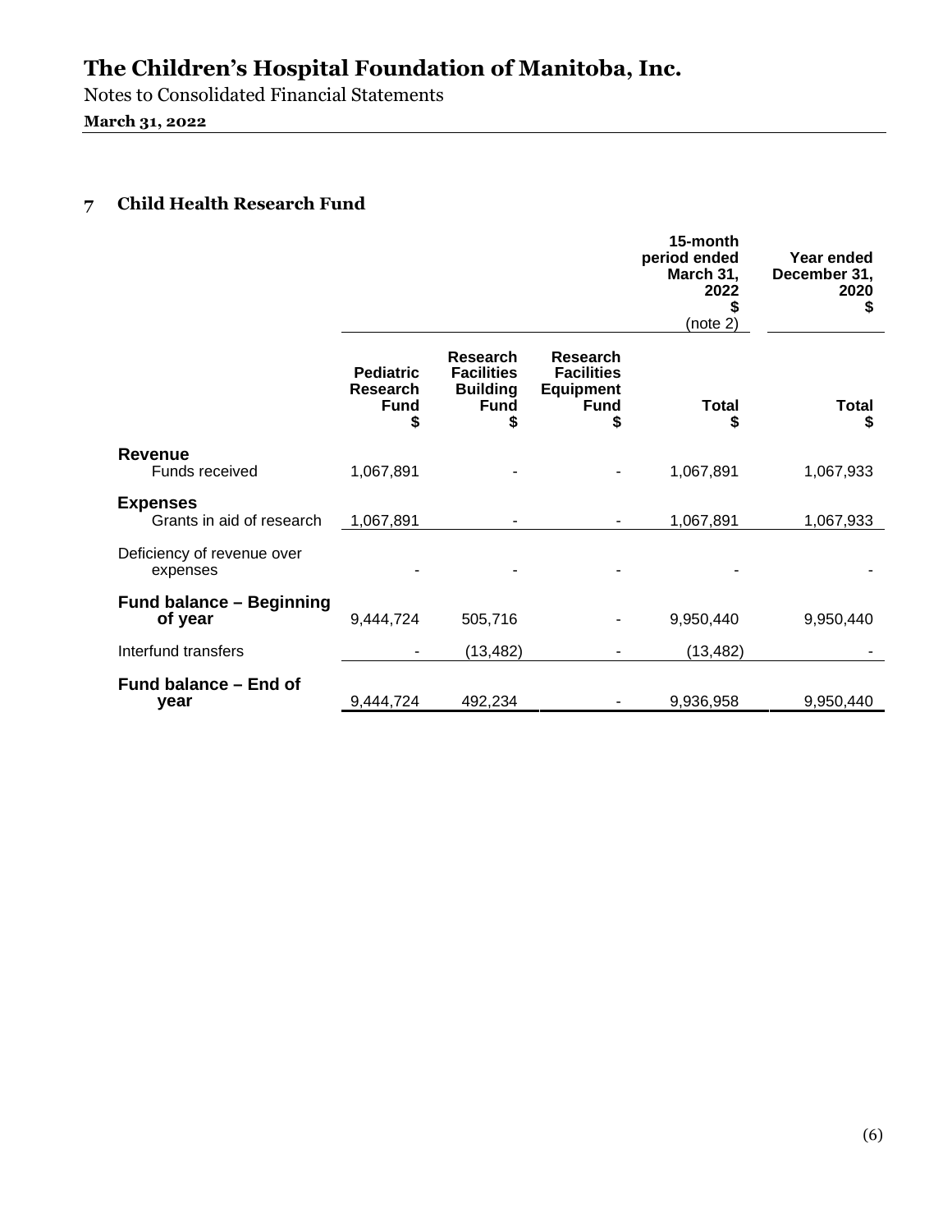# The Children's Hospital Foundation of Manitoba, Inc.

Notes to Consolidated Financial Statements

**March 31, 2022**

## 7 Child Health Research Fund

| | | | | 15-month period ended March 31, 2022 $ (note 2) | Year ended December 31, 2020 $ |
|---|---|---|---|---|---|
| | **Pediatric Research Fund $** | **Research Facilities Building Fund $** | **Research Facilities Equipment Fund $** | **Total $** | **Total $** |
| **Revenue** | | | | | |
| Funds received | 1,067,891 | - | - | 1,067,891 | 1,067,933 |
| **Expenses** | | | | | |
| Grants in aid of research | 1,067,891 | - | - | 1,067,891 | 1,067,933 |
| Deficiency of revenue over expenses | - | - | - | - | - |
| **Fund balance – Beginning of year** | 9,444,724 | 505,716 | - | 9,950,440 | 9,950,440 |
| Interfund transfers | - | (13,482) | - | (13,482) | - |
| **Fund balance – End of year** | 9,444,724 | 492,234 | - | 9,936,958 | 9,950,440 |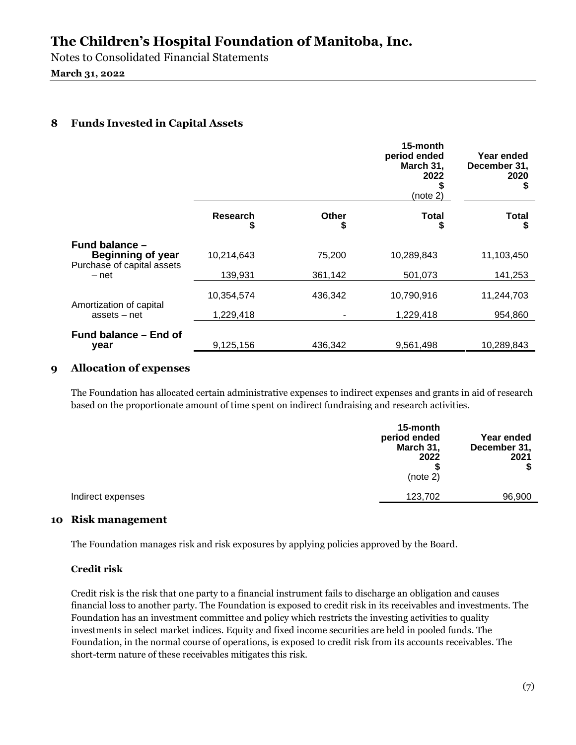## 8 Funds Invested in Capital Assets

| | | | 15-month period ended March 31, 2022 $ (note 2) | Year ended December 31, 2020 $ |
|---|---|---|---|---|
| | **Research $** | **Other $** | **Total $** | **Total $** |
| **Fund balance – Beginning of year** | 10,214,643 | 75,200 | 10,289,843 | 11,103,450 |
| Purchase of capital assets – net | 139,931 | 361,142 | 501,073 | 141,253 |
| | 10,354,574 | 436,342 | 10,790,916 | 11,244,703 |
| Amortization of capital assets – net | 1,229,418 | - | 1,229,418 | 954,860 |
| **Fund balance – End of year** | 9,125,156 | 436,342 | 9,561,498 | 10,289,843 |

## 9 Allocation of expenses

The Foundation has allocated certain administrative expenses to indirect expenses and grants in aid of research based on the proportionate amount of time spent on indirect fundraising and research activities.

| | 15-month period ended March 31, 2022 $ (note 2) | Year ended December 31, 2021 $ |
|---|---|---|
| Indirect expenses | 123,702 | 96,900 |

## 10 Risk management

The Foundation manages risk and risk exposures by applying policies approved by the Board.

### Credit risk

Credit risk is the risk that one party to a financial instrument fails to discharge an obligation and causes financial loss to another party. The Foundation is exposed to credit risk in its receivables and investments. The Foundation has an investment committee and policy which restricts the investing activities to quality investments in select market indices. Equity and fixed income securities are held in pooled funds. The Foundation, in the normal course of operations, is exposed to credit risk from its accounts receivables. The short-term nature of these receivables mitigates this risk.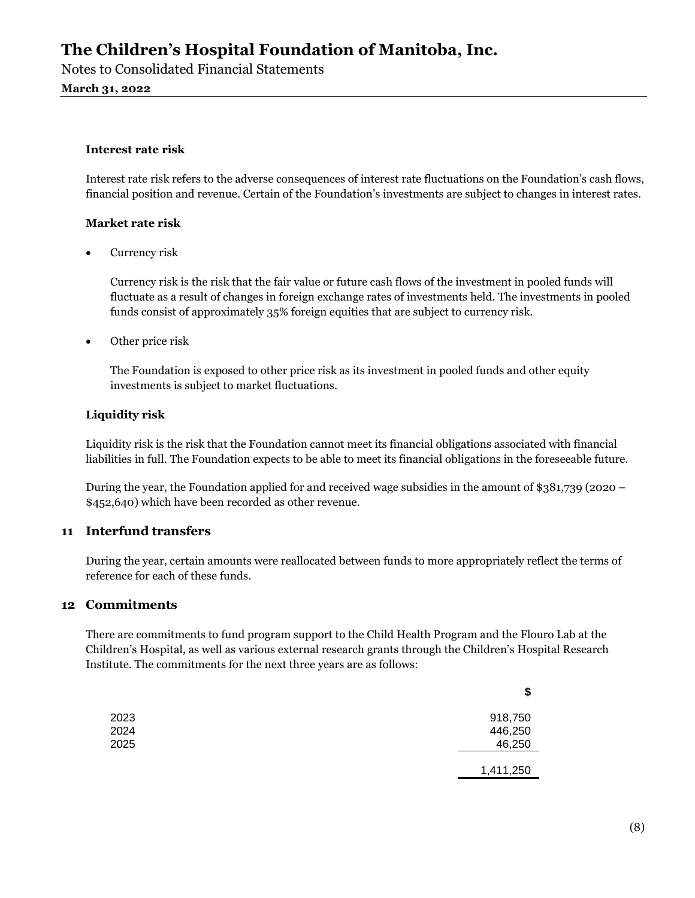**Interest rate risk**

Interest rate risk refers to the adverse consequences of interest rate fluctuations on the Foundation's cash flows, financial position and revenue. Certain of the Foundation's investments are subject to changes in interest rates.

**Market rate risk**

- Currency risk

  Currency risk is the risk that the fair value or future cash flows of the investment in pooled funds will fluctuate as a result of changes in foreign exchange rates of investments held. The investments in pooled funds consist of approximately 35% foreign equities that are subject to currency risk.

- Other price risk

  The Foundation is exposed to other price risk as its investment in pooled funds and other equity investments is subject to market fluctuations.

**Liquidity risk**

Liquidity risk is the risk that the Foundation cannot meet its financial obligations associated with financial liabilities in full. The Foundation expects to be able to meet its financial obligations in the foreseeable future.

During the year, the Foundation applied for and received wage subsidies in the amount of $381,739 (2020 – $452,640) which have been recorded as other revenue.

## 11 Interfund transfers

During the year, certain amounts were reallocated between funds to more appropriately reflect the terms of reference for each of these funds.

## 12 Commitments

There are commitments to fund program support to the Child Health Program and the Flouro Lab at the Children's Hospital, as well as various external research grants through the Children's Hospital Research Institute. The commitments for the next three years are as follows:

| | $ |
|---|---|
| 2023 | 918,750 |
| 2024 | 446,250 |
| 2025 | 46,250 |
| | 1,411,250 |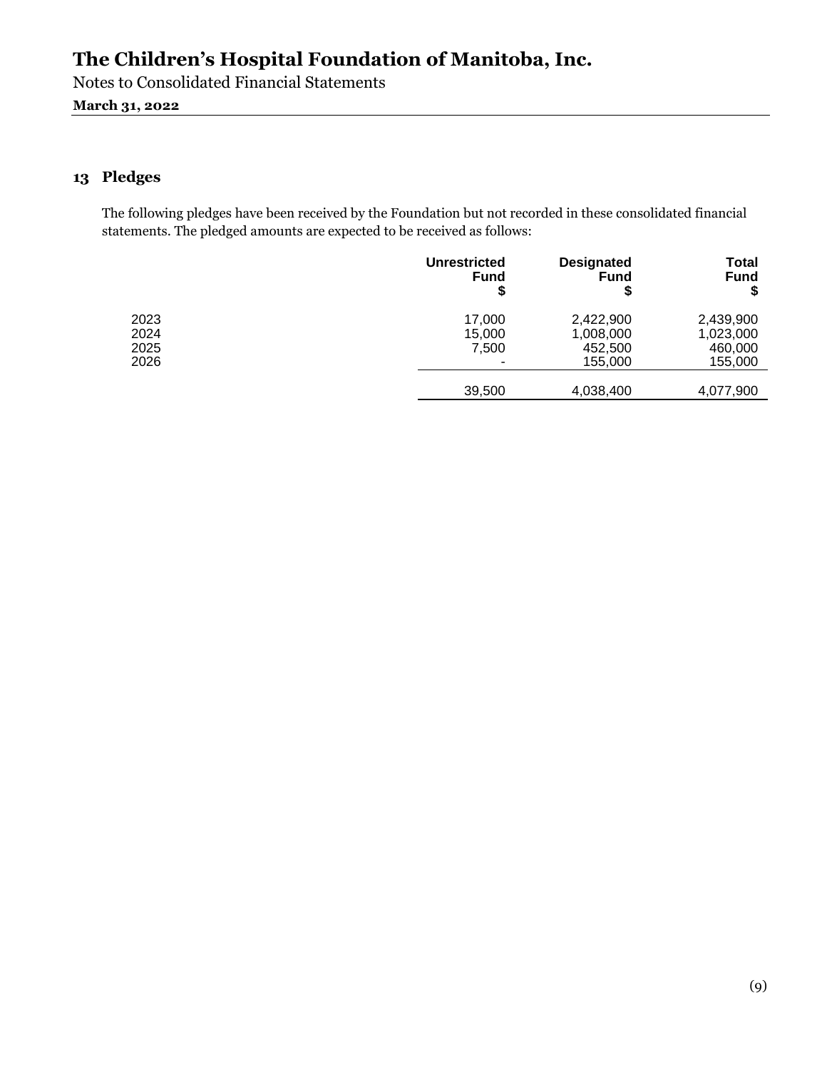# The Children's Hospital Foundation of Manitoba, Inc.

Notes to Consolidated Financial Statements

**March 31, 2022**

## 13 Pledges

The following pledges have been received by the Foundation but not recorded in these consolidated financial statements. The pledged amounts are expected to be received as follows:

| | Unrestricted Fund $ | Designated Fund $ | Total Fund $ |
|---|---|---|---|
| 2023 | 17,000 | 2,422,900 | 2,439,900 |
| 2024 | 15,000 | 1,008,000 | 1,023,000 |
| 2025 | 7,500 | 452,500 | 460,000 |
| 2026 | - | 155,000 | 155,000 |
| | 39,500 | 4,038,400 | 4,077,900 |